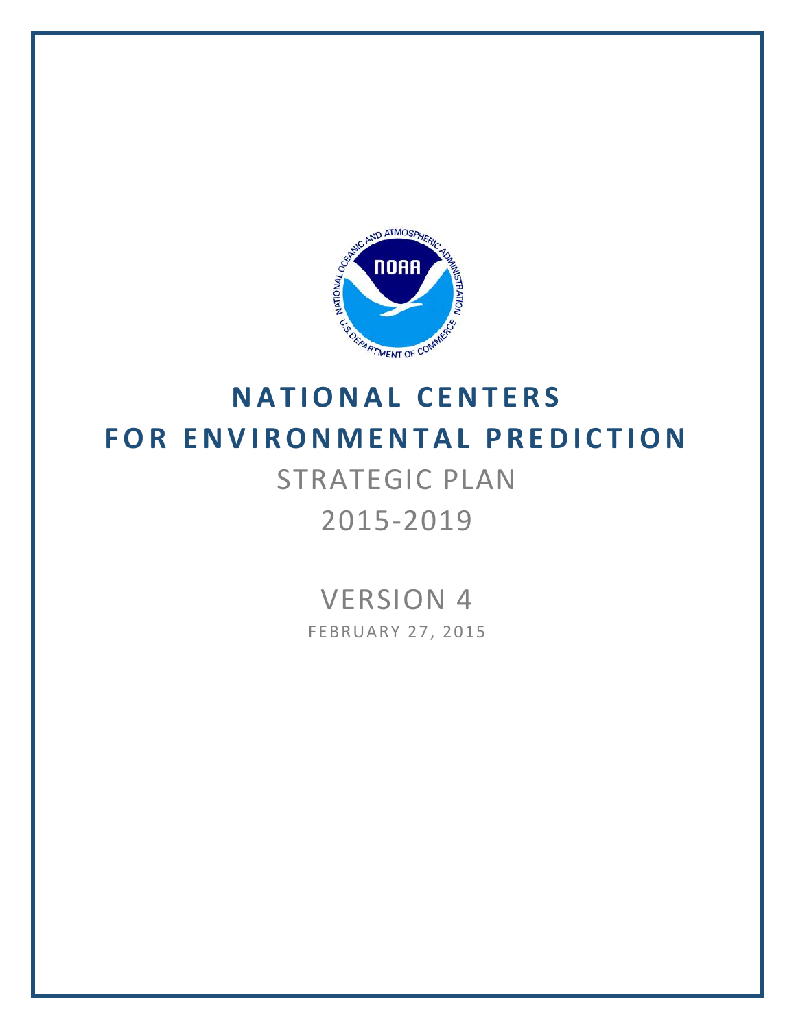# NATIONAL CENTERS FOR ENVIRONMENTAL PREDICTION

## STRATEGIC PLAN

## 2015-2019

### VERSION 4

FEBRUARY 27, 2015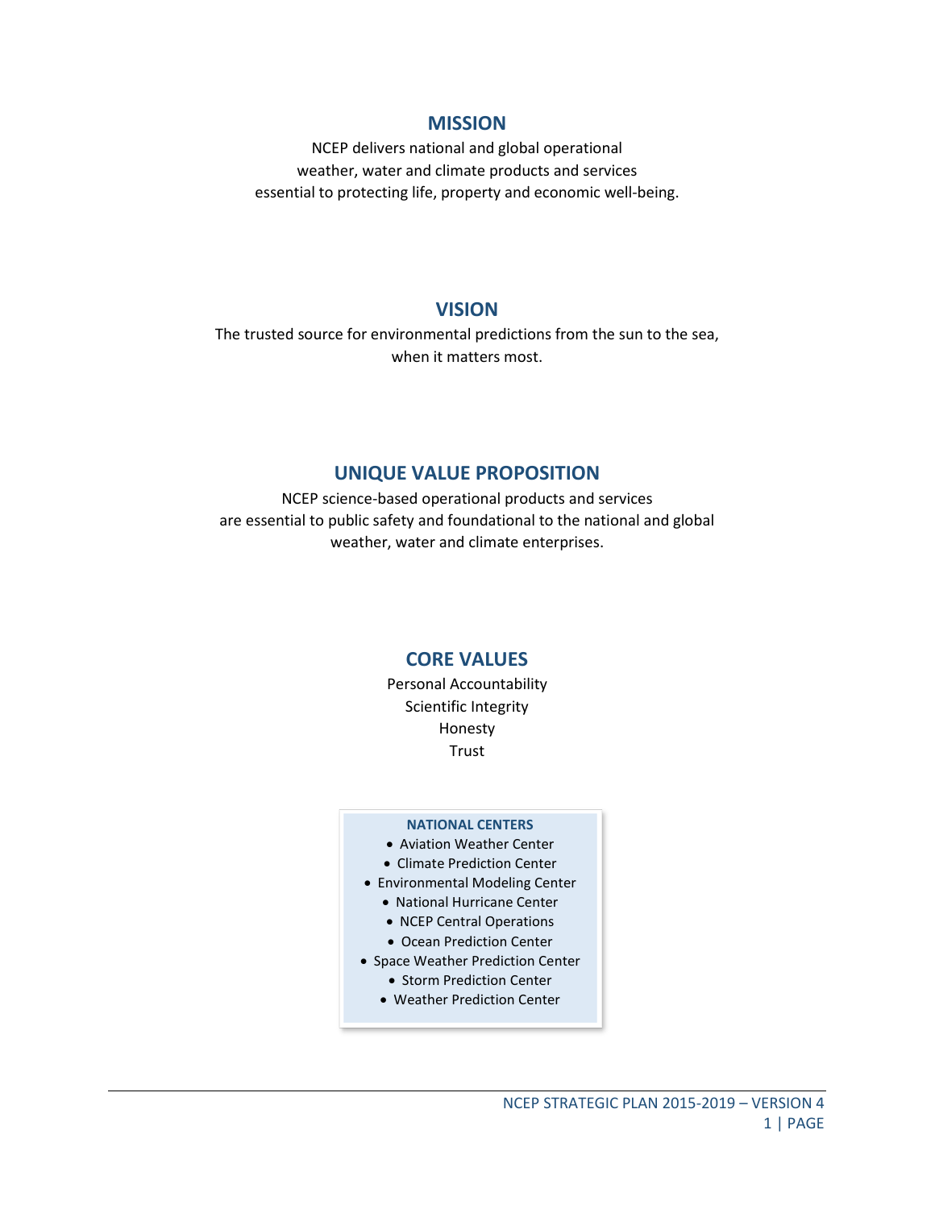## MISSION

NCEP delivers national and global operational
weather, water and climate products and services
essential to protecting life, property and economic well-being.

## VISION

The trusted source for environmental predictions from the sun to the sea,
when it matters most.

## UNIQUE VALUE PROPOSITION

NCEP science-based operational products and services
are essential to public safety and foundational to the national and global
weather, water and climate enterprises.

## CORE VALUES

Personal Accountability
Scientific Integrity
Honesty
Trust

**NATIONAL CENTERS**

- Aviation Weather Center
- Climate Prediction Center
- Environmental Modeling Center
- National Hurricane Center
- NCEP Central Operations
- Ocean Prediction Center
- Space Weather Prediction Center
- Storm Prediction Center
- Weather Prediction Center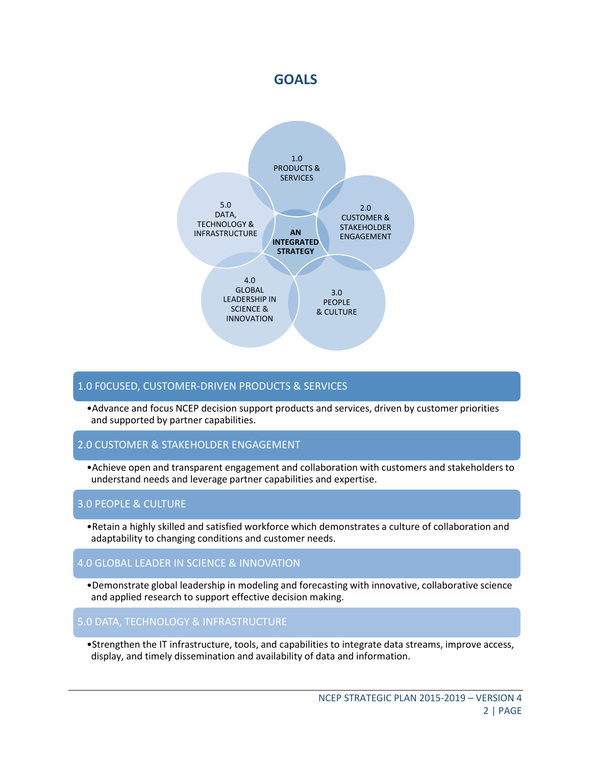# GOALS

1.0 PRODUCTS & SERVICES

2.0 CUSTOMER & STAKEHOLDER ENGAGEMENT

3.0 PEOPLE & CULTURE

4.0 GLOBAL LEADERSHIP IN SCIENCE & INNOVATION

5.0 DATA, TECHNOLOGY & INFRASTRUCTURE

**AN INTEGRATED STRATEGY**

## 1.0 F0CUSED, CUSTOMER-DRIVEN PRODUCTS & SERVICES

- Advance and focus NCEP decision support products and services, driven by customer priorities and supported by partner capabilities.

## 2.0 CUSTOMER & STAKEHOLDER ENGAGEMENT

- Achieve open and transparent engagement and collaboration with customers and stakeholders to understand needs and leverage partner capabilities and expertise.

## 3.0 PEOPLE & CULTURE

- Retain a highly skilled and satisfied workforce which demonstrates a culture of collaboration and adaptability to changing conditions and customer needs.

## 4.0 GLOBAL LEADER IN SCIENCE & INNOVATION

- Demonstrate global leadership in modeling and forecasting with innovative, collaborative science and applied research to support effective decision making.

## 5.0 DATA, TECHNOLOGY & INFRASTRUCTURE

- Strengthen the IT infrastructure, tools, and capabilities to integrate data streams, improve access, display, and timely dissemination and availability of data and information.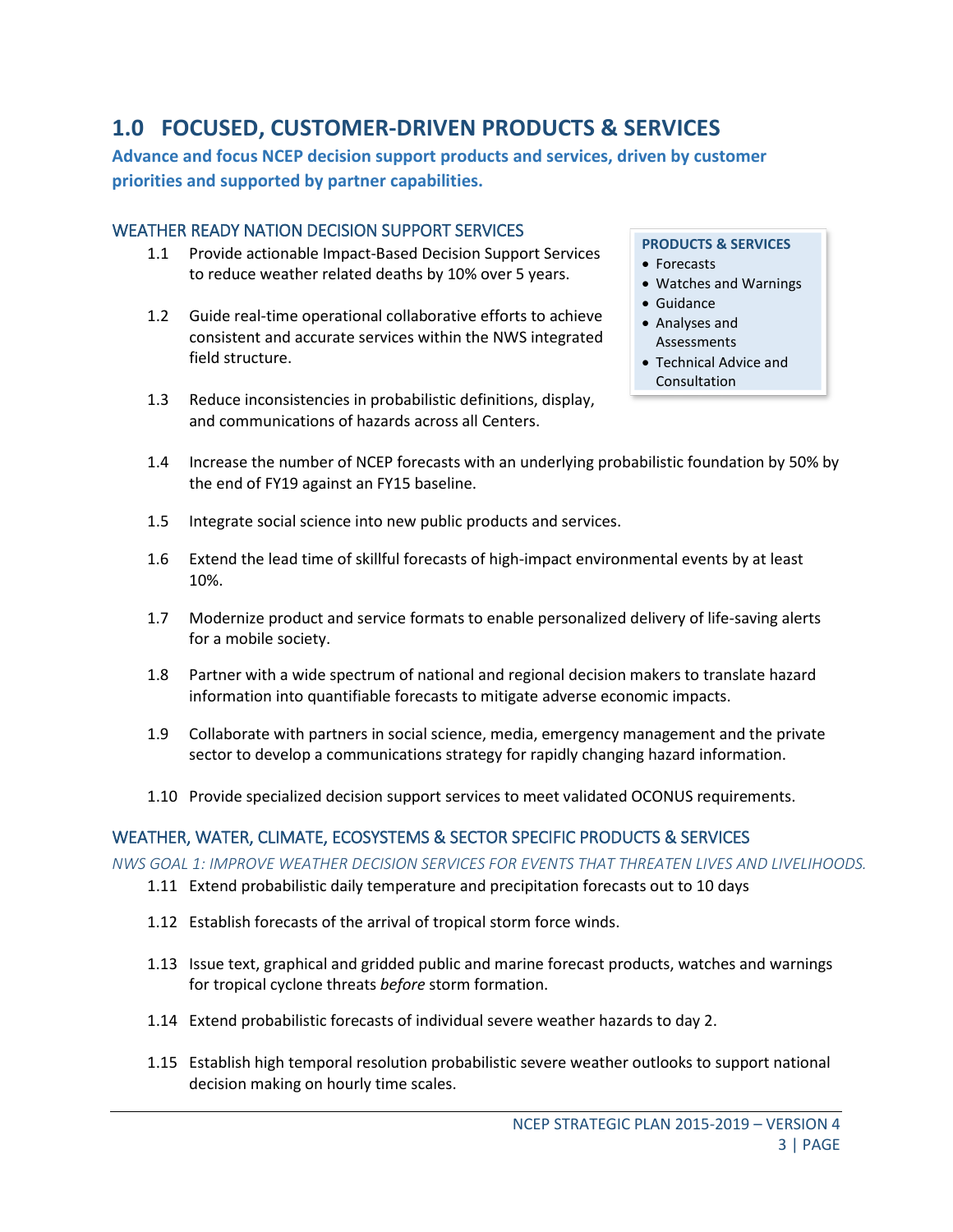# 1.0 FOCUSED, CUSTOMER-DRIVEN PRODUCTS & SERVICES

**Advance and focus NCEP decision support products and services, driven by customer priorities and supported by partner capabilities.**

## WEATHER READY NATION DECISION SUPPORT SERVICES

**PRODUCTS & SERVICES**

- Forecasts
- Watches and Warnings
- Guidance
- Analyses and Assessments
- Technical Advice and Consultation

1.1 Provide actionable Impact-Based Decision Support Services to reduce weather related deaths by 10% over 5 years.

1.2 Guide real-time operational collaborative efforts to achieve consistent and accurate services within the NWS integrated field structure.

1.3 Reduce inconsistencies in probabilistic definitions, display, and communications of hazards across all Centers.

1.4 Increase the number of NCEP forecasts with an underlying probabilistic foundation by 50% by the end of FY19 against an FY15 baseline.

1.5 Integrate social science into new public products and services.

1.6 Extend the lead time of skillful forecasts of high-impact environmental events by at least 10%.

1.7 Modernize product and service formats to enable personalized delivery of life-saving alerts for a mobile society.

1.8 Partner with a wide spectrum of national and regional decision makers to translate hazard information into quantifiable forecasts to mitigate adverse economic impacts.

1.9 Collaborate with partners in social science, media, emergency management and the private sector to develop a communications strategy for rapidly changing hazard information.

1.10 Provide specialized decision support services to meet validated OCONUS requirements.

## WEATHER, WATER, CLIMATE, ECOSYSTEMS & SECTOR SPECIFIC PRODUCTS & SERVICES

*NWS GOAL 1: IMPROVE WEATHER DECISION SERVICES FOR EVENTS THAT THREATEN LIVES AND LIVELIHOODS.*

1.11 Extend probabilistic daily temperature and precipitation forecasts out to 10 days

1.12 Establish forecasts of the arrival of tropical storm force winds.

1.13 Issue text, graphical and gridded public and marine forecast products, watches and warnings for tropical cyclone threats *before* storm formation.

1.14 Extend probabilistic forecasts of individual severe weather hazards to day 2.

1.15 Establish high temporal resolution probabilistic severe weather outlooks to support national decision making on hourly time scales.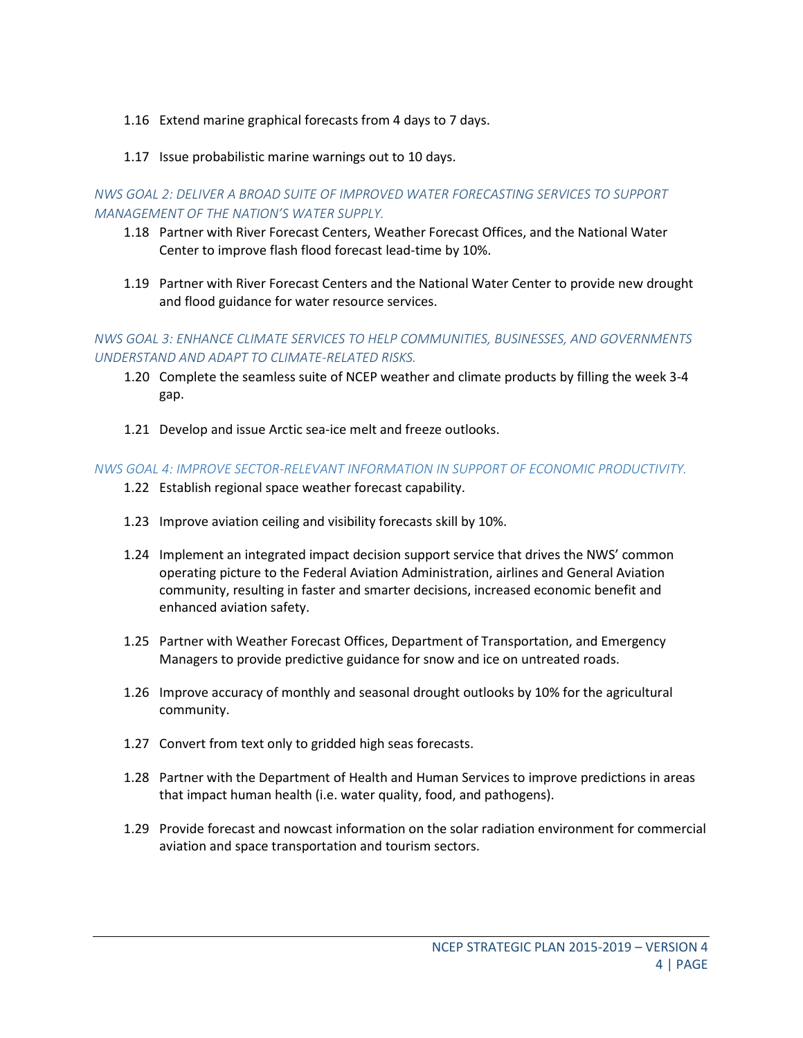1.16 Extend marine graphical forecasts from 4 days to 7 days.

1.17 Issue probabilistic marine warnings out to 10 days.

*NWS GOAL 2: DELIVER A BROAD SUITE OF IMPROVED WATER FORECASTING SERVICES TO SUPPORT MANAGEMENT OF THE NATION'S WATER SUPPLY.*

1.18 Partner with River Forecast Centers, Weather Forecast Offices, and the National Water Center to improve flash flood forecast lead-time by 10%.

1.19 Partner with River Forecast Centers and the National Water Center to provide new drought and flood guidance for water resource services.

*NWS GOAL 3: ENHANCE CLIMATE SERVICES TO HELP COMMUNITIES, BUSINESSES, AND GOVERNMENTS UNDERSTAND AND ADAPT TO CLIMATE-RELATED RISKS.*

1.20 Complete the seamless suite of NCEP weather and climate products by filling the week 3-4 gap.

1.21 Develop and issue Arctic sea-ice melt and freeze outlooks.

*NWS GOAL 4: IMPROVE SECTOR-RELEVANT INFORMATION IN SUPPORT OF ECONOMIC PRODUCTIVITY.*

1.22 Establish regional space weather forecast capability.

1.23 Improve aviation ceiling and visibility forecasts skill by 10%.

1.24 Implement an integrated impact decision support service that drives the NWS' common operating picture to the Federal Aviation Administration, airlines and General Aviation community, resulting in faster and smarter decisions, increased economic benefit and enhanced aviation safety.

1.25 Partner with Weather Forecast Offices, Department of Transportation, and Emergency Managers to provide predictive guidance for snow and ice on untreated roads.

1.26 Improve accuracy of monthly and seasonal drought outlooks by 10% for the agricultural community.

1.27 Convert from text only to gridded high seas forecasts.

1.28 Partner with the Department of Health and Human Services to improve predictions in areas that impact human health (i.e. water quality, food, and pathogens).

1.29 Provide forecast and nowcast information on the solar radiation environment for commercial aviation and space transportation and tourism sectors.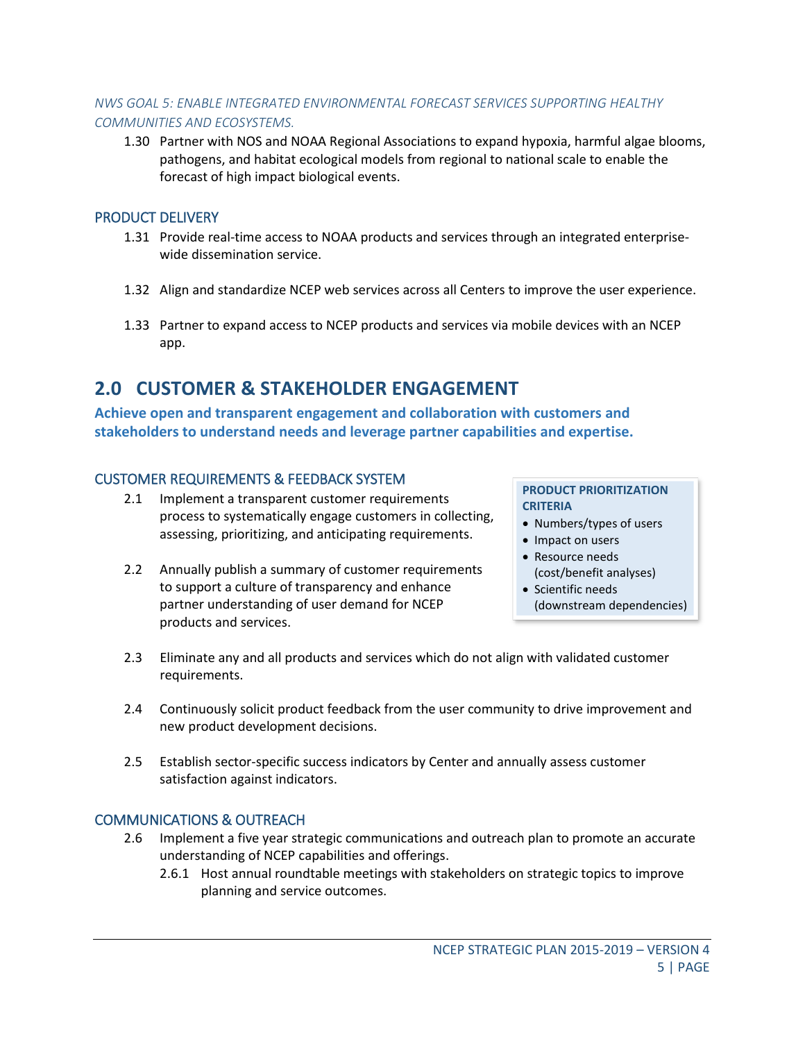*NWS GOAL 5: ENABLE INTEGRATED ENVIRONMENTAL FORECAST SERVICES SUPPORTING HEALTHY COMMUNITIES AND ECOSYSTEMS.*

1.30 Partner with NOS and NOAA Regional Associations to expand hypoxia, harmful algae blooms, pathogens, and habitat ecological models from regional to national scale to enable the forecast of high impact biological events.

### PRODUCT DELIVERY

1.31 Provide real-time access to NOAA products and services through an integrated enterprise-wide dissemination service.

1.32 Align and standardize NCEP web services across all Centers to improve the user experience.

1.33 Partner to expand access to NCEP products and services via mobile devices with an NCEP app.

# 2.0 CUSTOMER & STAKEHOLDER ENGAGEMENT

**Achieve open and transparent engagement and collaboration with customers and stakeholders to understand needs and leverage partner capabilities and expertise.**

### CUSTOMER REQUIREMENTS & FEEDBACK SYSTEM

2.1 Implement a transparent customer requirements process to systematically engage customers in collecting, assessing, prioritizing, and anticipating requirements.

2.2 Annually publish a summary of customer requirements to support a culture of transparency and enhance partner understanding of user demand for NCEP products and services.

**PRODUCT PRIORITIZATION CRITERIA**

- Numbers/types of users
- Impact on users
- Resource needs (cost/benefit analyses)
- Scientific needs (downstream dependencies)

2.3 Eliminate any and all products and services which do not align with validated customer requirements.

2.4 Continuously solicit product feedback from the user community to drive improvement and new product development decisions.

2.5 Establish sector-specific success indicators by Center and annually assess customer satisfaction against indicators.

### COMMUNICATIONS & OUTREACH

2.6 Implement a five year strategic communications and outreach plan to promote an accurate understanding of NCEP capabilities and offerings.

2.6.1 Host annual roundtable meetings with stakeholders on strategic topics to improve planning and service outcomes.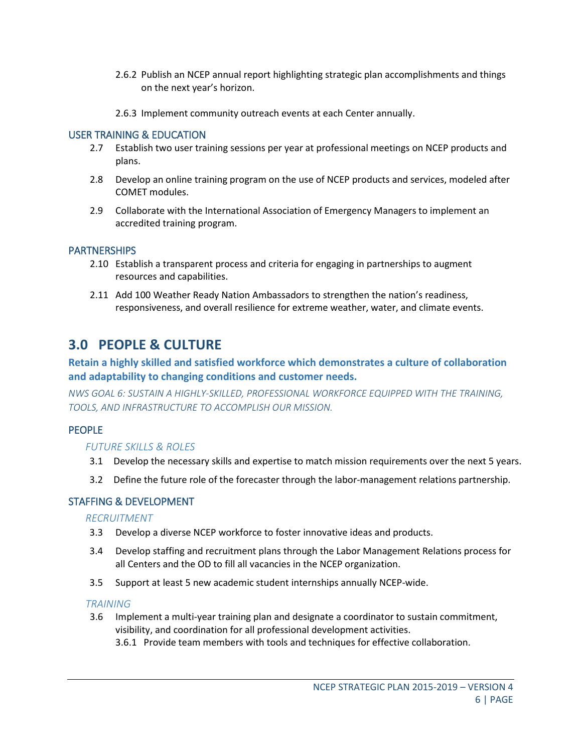2.6.2 Publish an NCEP annual report highlighting strategic plan accomplishments and things on the next year's horizon.

2.6.3 Implement community outreach events at each Center annually.

### USER TRAINING & EDUCATION

2.7 Establish two user training sessions per year at professional meetings on NCEP products and plans.

2.8 Develop an online training program on the use of NCEP products and services, modeled after COMET modules.

2.9 Collaborate with the International Association of Emergency Managers to implement an accredited training program.

### PARTNERSHIPS

2.10 Establish a transparent process and criteria for engaging in partnerships to augment resources and capabilities.

2.11 Add 100 Weather Ready Nation Ambassadors to strengthen the nation's readiness, responsiveness, and overall resilience for extreme weather, water, and climate events.

## 3.0 PEOPLE & CULTURE

**Retain a highly skilled and satisfied workforce which demonstrates a culture of collaboration and adaptability to changing conditions and customer needs.**

*NWS GOAL 6: SUSTAIN A HIGHLY-SKILLED, PROFESSIONAL WORKFORCE EQUIPPED WITH THE TRAINING, TOOLS, AND INFRASTRUCTURE TO ACCOMPLISH OUR MISSION.*

### PEOPLE

#### *FUTURE SKILLS & ROLES*

3.1 Develop the necessary skills and expertise to match mission requirements over the next 5 years.

3.2 Define the future role of the forecaster through the labor-management relations partnership.

### STAFFING & DEVELOPMENT

#### *RECRUITMENT*

3.3 Develop a diverse NCEP workforce to foster innovative ideas and products.

3.4 Develop staffing and recruitment plans through the Labor Management Relations process for all Centers and the OD to fill all vacancies in the NCEP organization.

3.5 Support at least 5 new academic student internships annually NCEP-wide.

#### *TRAINING*

3.6 Implement a multi-year training plan and designate a coordinator to sustain commitment, visibility, and coordination for all professional development activities.

3.6.1 Provide team members with tools and techniques for effective collaboration.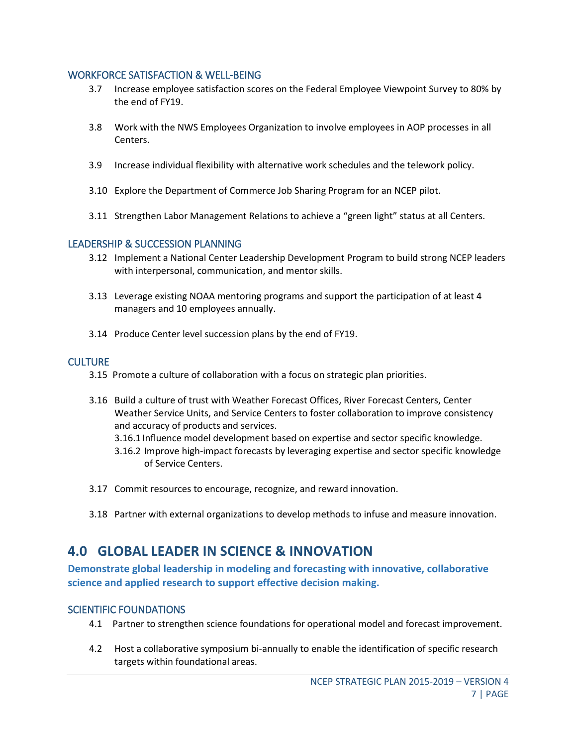### WORKFORCE SATISFACTION & WELL-BEING

3.7 Increase employee satisfaction scores on the Federal Employee Viewpoint Survey to 80% by the end of FY19.

3.8 Work with the NWS Employees Organization to involve employees in AOP processes in all Centers.

3.9 Increase individual flexibility with alternative work schedules and the telework policy.

3.10 Explore the Department of Commerce Job Sharing Program for an NCEP pilot.

3.11 Strengthen Labor Management Relations to achieve a "green light" status at all Centers.

### LEADERSHIP & SUCCESSION PLANNING

3.12 Implement a National Center Leadership Development Program to build strong NCEP leaders with interpersonal, communication, and mentor skills.

3.13 Leverage existing NOAA mentoring programs and support the participation of at least 4 managers and 10 employees annually.

3.14 Produce Center level succession plans by the end of FY19.

### CULTURE

3.15 Promote a culture of collaboration with a focus on strategic plan priorities.

3.16 Build a culture of trust with Weather Forecast Offices, River Forecast Centers, Center Weather Service Units, and Service Centers to foster collaboration to improve consistency and accuracy of products and services.

- 3.16.1 Influence model development based on expertise and sector specific knowledge.
- 3.16.2 Improve high-impact forecasts by leveraging expertise and sector specific knowledge of Service Centers.

3.17 Commit resources to encourage, recognize, and reward innovation.

3.18 Partner with external organizations to develop methods to infuse and measure innovation.

## 4.0 GLOBAL LEADER IN SCIENCE & INNOVATION

**Demonstrate global leadership in modeling and forecasting with innovative, collaborative science and applied research to support effective decision making.**

### SCIENTIFIC FOUNDATIONS

4.1 Partner to strengthen science foundations for operational model and forecast improvement.

4.2 Host a collaborative symposium bi-annually to enable the identification of specific research targets within foundational areas.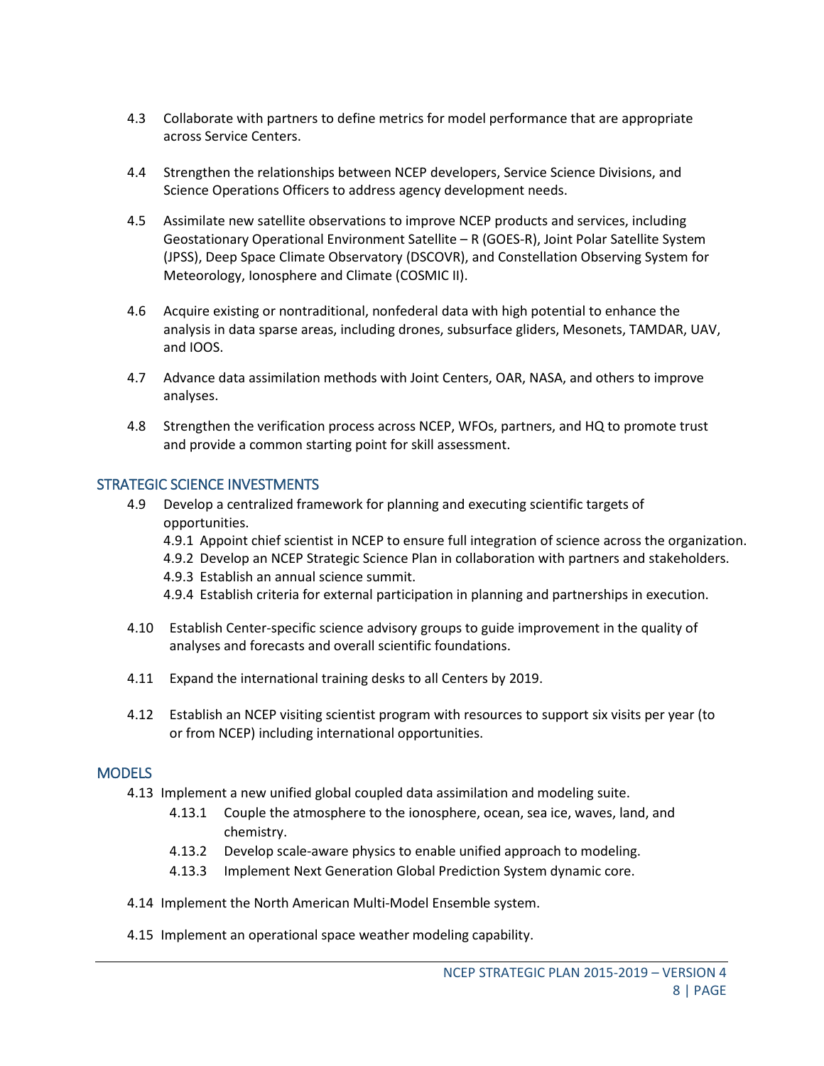4.3 Collaborate with partners to define metrics for model performance that are appropriate across Service Centers.

4.4 Strengthen the relationships between NCEP developers, Service Science Divisions, and Science Operations Officers to address agency development needs.

4.5 Assimilate new satellite observations to improve NCEP products and services, including Geostationary Operational Environment Satellite – R (GOES-R), Joint Polar Satellite System (JPSS), Deep Space Climate Observatory (DSCOVR), and Constellation Observing System for Meteorology, Ionosphere and Climate (COSMIC II).

4.6 Acquire existing or nontraditional, nonfederal data with high potential to enhance the analysis in data sparse areas, including drones, subsurface gliders, Mesonets, TAMDAR, UAV, and IOOS.

4.7 Advance data assimilation methods with Joint Centers, OAR, NASA, and others to improve analyses.

4.8 Strengthen the verification process across NCEP, WFOs, partners, and HQ to promote trust and provide a common starting point for skill assessment.

## STRATEGIC SCIENCE INVESTMENTS

4.9 Develop a centralized framework for planning and executing scientific targets of opportunities.
- 4.9.1 Appoint chief scientist in NCEP to ensure full integration of science across the organization.
- 4.9.2 Develop an NCEP Strategic Science Plan in collaboration with partners and stakeholders.
- 4.9.3 Establish an annual science summit.
- 4.9.4 Establish criteria for external participation in planning and partnerships in execution.

4.10 Establish Center-specific science advisory groups to guide improvement in the quality of analyses and forecasts and overall scientific foundations.

4.11 Expand the international training desks to all Centers by 2019.

4.12 Establish an NCEP visiting scientist program with resources to support six visits per year (to or from NCEP) including international opportunities.

## MODELS

4.13 Implement a new unified global coupled data assimilation and modeling suite.
- 4.13.1 Couple the atmosphere to the ionosphere, ocean, sea ice, waves, land, and chemistry.
- 4.13.2 Develop scale-aware physics to enable unified approach to modeling.
- 4.13.3 Implement Next Generation Global Prediction System dynamic core.

4.14 Implement the North American Multi-Model Ensemble system.

4.15 Implement an operational space weather modeling capability.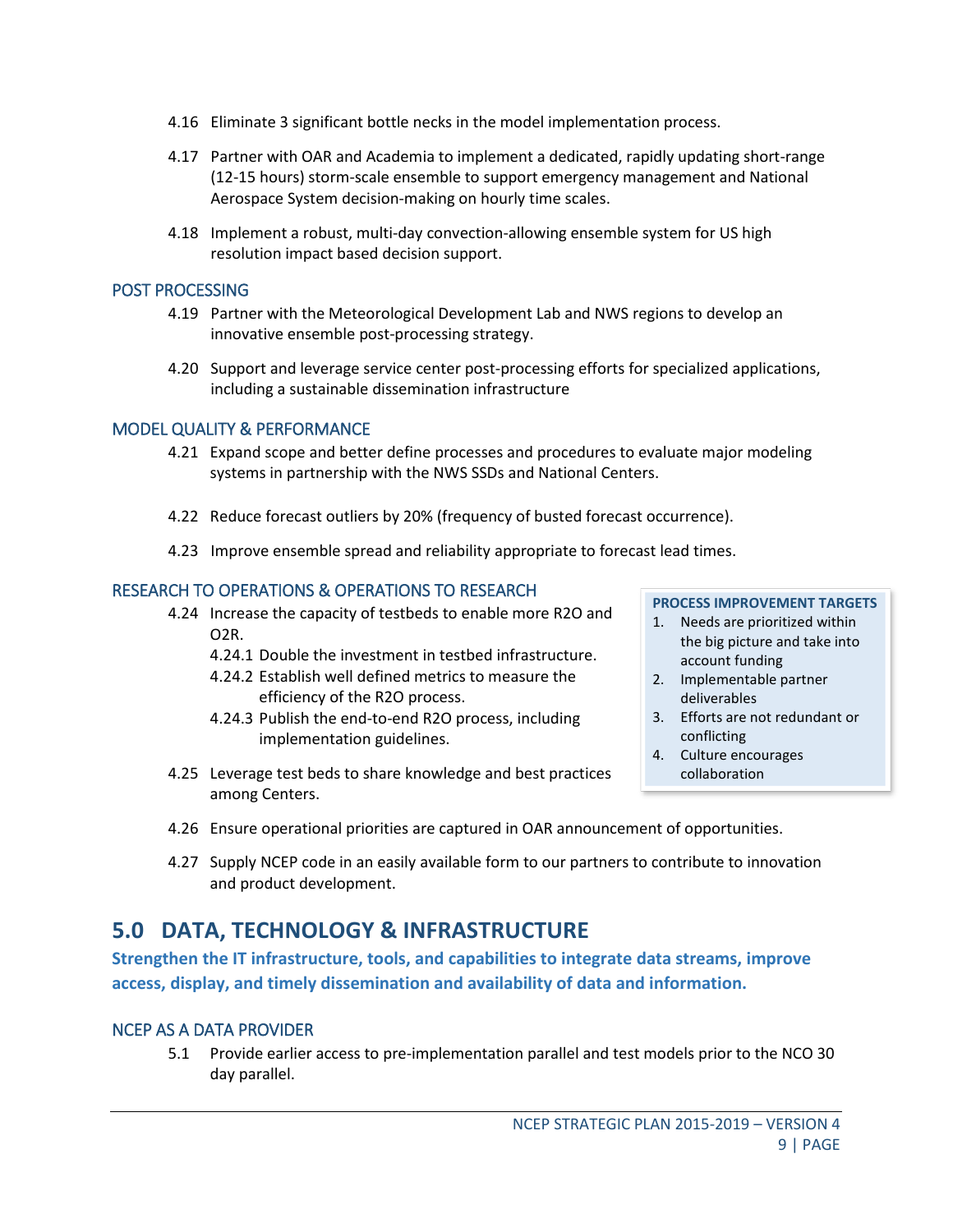4.16 Eliminate 3 significant bottle necks in the model implementation process.

4.17 Partner with OAR and Academia to implement a dedicated, rapidly updating short-range (12-15 hours) storm-scale ensemble to support emergency management and National Aerospace System decision-making on hourly time scales.

4.18 Implement a robust, multi-day convection-allowing ensemble system for US high resolution impact based decision support.

### POST PROCESSING

4.19 Partner with the Meteorological Development Lab and NWS regions to develop an innovative ensemble post-processing strategy.

4.20 Support and leverage service center post-processing efforts for specialized applications, including a sustainable dissemination infrastructure

### MODEL QUALITY & PERFORMANCE

4.21 Expand scope and better define processes and procedures to evaluate major modeling systems in partnership with the NWS SSDs and National Centers.

4.22 Reduce forecast outliers by 20% (frequency of busted forecast occurrence).

4.23 Improve ensemble spread and reliability appropriate to forecast lead times.

### RESEARCH TO OPERATIONS & OPERATIONS TO RESEARCH

4.24 Increase the capacity of testbeds to enable more R2O and O2R.

- 4.24.1 Double the investment in testbed infrastructure.
- 4.24.2 Establish well defined metrics to measure the efficiency of the R2O process.
- 4.24.3 Publish the end-to-end R2O process, including implementation guidelines.

4.25 Leverage test beds to share knowledge and best practices among Centers.

4.26 Ensure operational priorities are captured in OAR announcement of opportunities.

4.27 Supply NCEP code in an easily available form to our partners to contribute to innovation and product development.

**PROCESS IMPROVEMENT TARGETS**

1. Needs are prioritized within the big picture and take into account funding
2. Implementable partner deliverables
3. Efforts are not redundant or conflicting
4. Culture encourages collaboration

## 5.0 DATA, TECHNOLOGY & INFRASTRUCTURE

**Strengthen the IT infrastructure, tools, and capabilities to integrate data streams, improve access, display, and timely dissemination and availability of data and information.**

### NCEP AS A DATA PROVIDER

5.1 Provide earlier access to pre-implementation parallel and test models prior to the NCO 30 day parallel.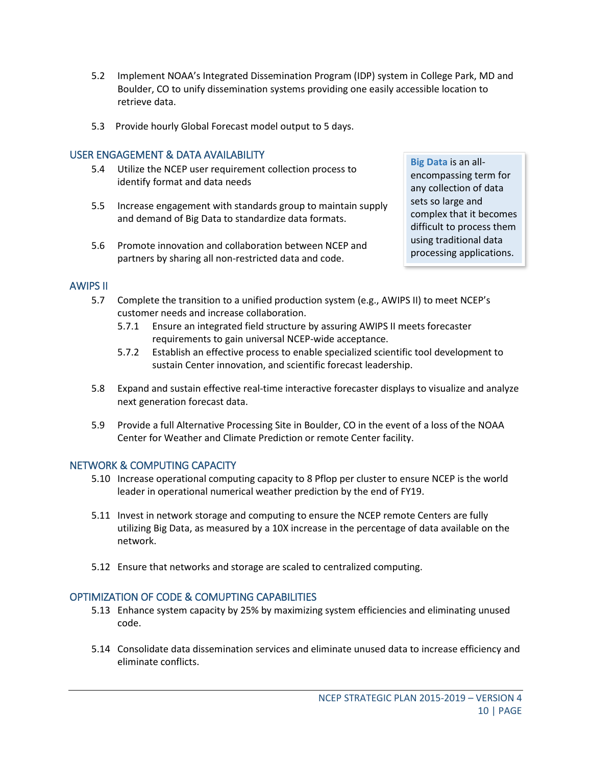5.2 Implement NOAA's Integrated Dissemination Program (IDP) system in College Park, MD and Boulder, CO to unify dissemination systems providing one easily accessible location to retrieve data.

5.3 Provide hourly Global Forecast model output to 5 days.

## USER ENGAGEMENT & DATA AVAILABILITY

5.4 Utilize the NCEP user requirement collection process to identify format and data needs

5.5 Increase engagement with standards group to maintain supply and demand of Big Data to standardize data formats.

5.6 Promote innovation and collaboration between NCEP and partners by sharing all non-restricted data and code.

> **Big Data** is an all-encompassing term for any collection of data sets so large and complex that it becomes difficult to process them using traditional data processing applications.

## AWIPS II

5.7 Complete the transition to a unified production system (e.g., AWIPS II) to meet NCEP's customer needs and increase collaboration.

- 5.7.1 Ensure an integrated field structure by assuring AWIPS II meets forecaster requirements to gain universal NCEP-wide acceptance.
- 5.7.2 Establish an effective process to enable specialized scientific tool development to sustain Center innovation, and scientific forecast leadership.

5.8 Expand and sustain effective real-time interactive forecaster displays to visualize and analyze next generation forecast data.

5.9 Provide a full Alternative Processing Site in Boulder, CO in the event of a loss of the NOAA Center for Weather and Climate Prediction or remote Center facility.

## NETWORK & COMPUTING CAPACITY

5.10 Increase operational computing capacity to 8 Pflop per cluster to ensure NCEP is the world leader in operational numerical weather prediction by the end of FY19.

5.11 Invest in network storage and computing to ensure the NCEP remote Centers are fully utilizing Big Data, as measured by a 10X increase in the percentage of data available on the network.

5.12 Ensure that networks and storage are scaled to centralized computing.

## OPTIMIZATION OF CODE & COMUPTING CAPABILITIES

5.13 Enhance system capacity by 25% by maximizing system efficiencies and eliminating unused code.

5.14 Consolidate data dissemination services and eliminate unused data to increase efficiency and eliminate conflicts.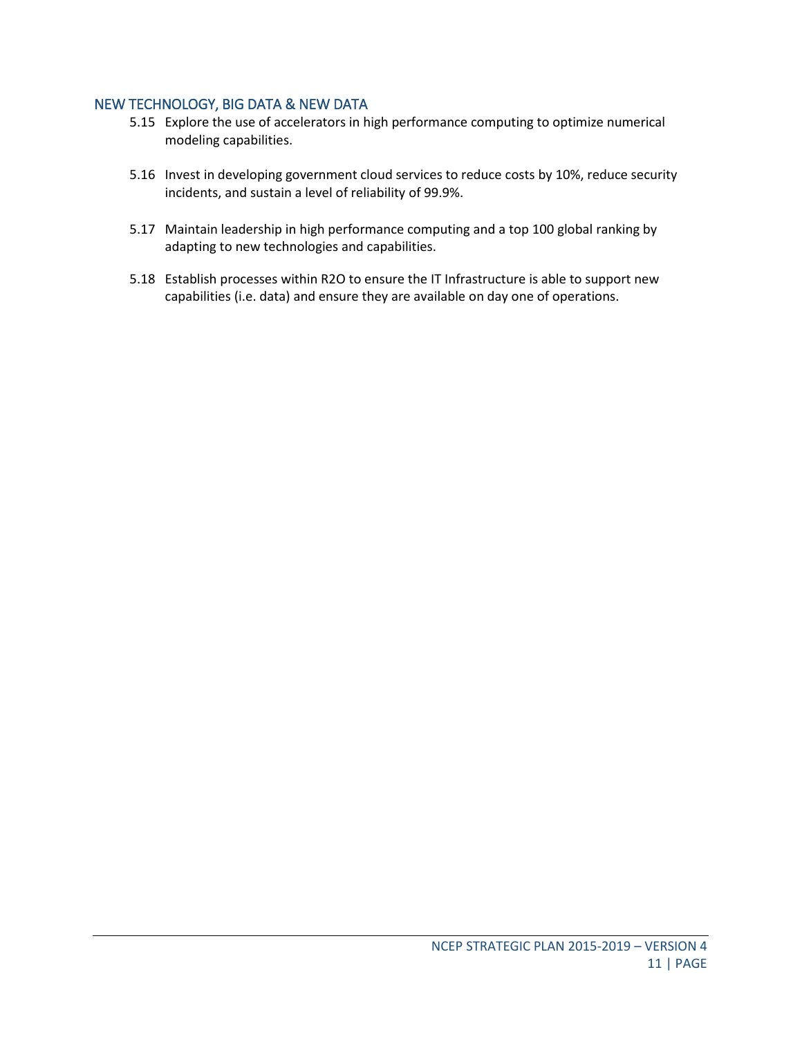## NEW TECHNOLOGY, BIG DATA & NEW DATA

5.15 Explore the use of accelerators in high performance computing to optimize numerical modeling capabilities.

5.16 Invest in developing government cloud services to reduce costs by 10%, reduce security incidents, and sustain a level of reliability of 99.9%.

5.17 Maintain leadership in high performance computing and a top 100 global ranking by adapting to new technologies and capabilities.

5.18 Establish processes within R2O to ensure the IT Infrastructure is able to support new capabilities (i.e. data) and ensure they are available on day one of operations.